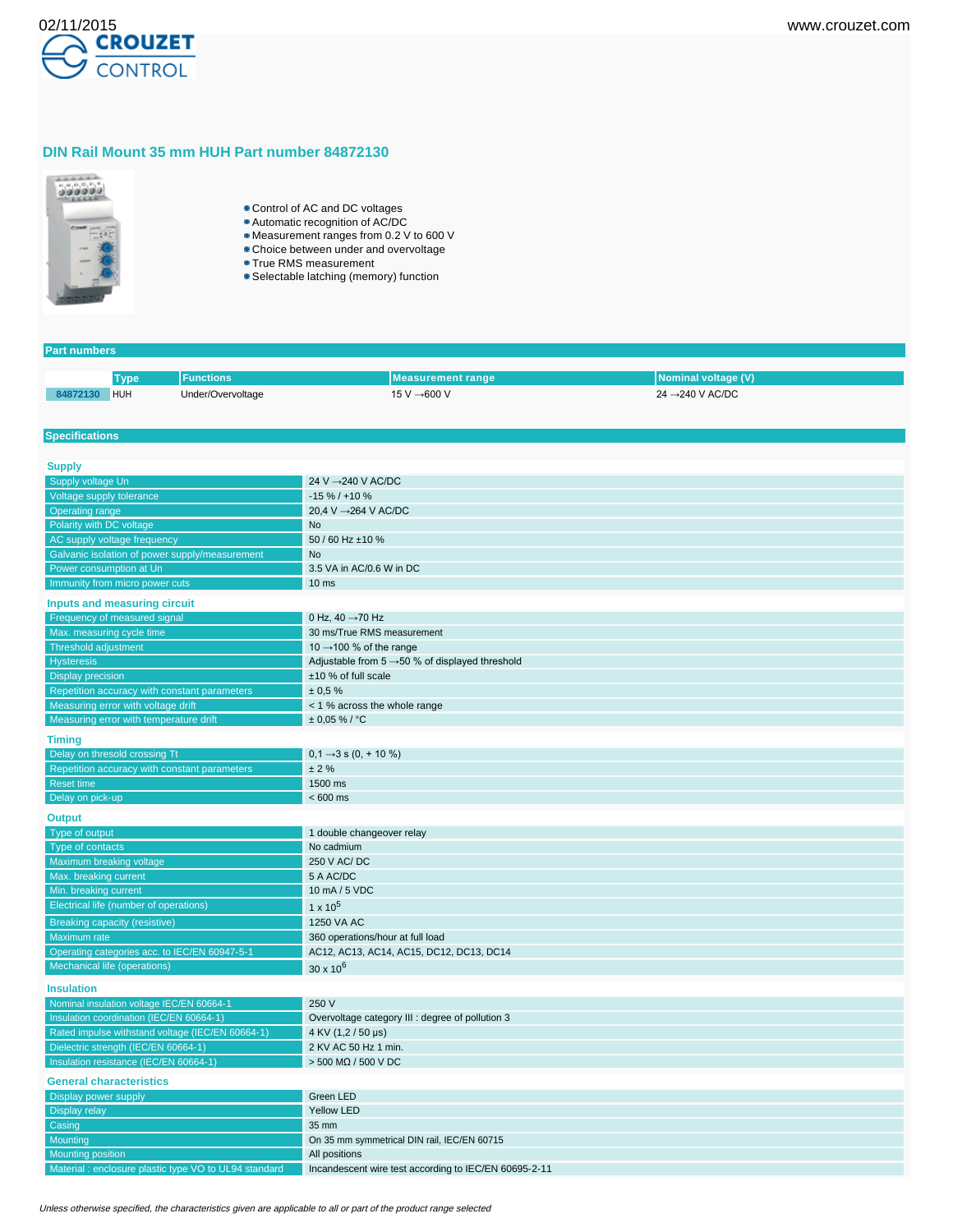02/11/2015

www.crouzet.com

# DIN Rail Mount 35 mm HUH Part number 84872130

- Control of AC and DC voltages
- Automatic recognition of AC/DC
- Measurement ranges from 0.2 V to 600 V
- Choice between under and overvoltage
- True RMS measurement
- Selectable latching (memory) function

## Part numbers

| | Type | Functions | Measurement range | Nominal voltage (V) |
|---|---|---|---|---|
| 84872130 | HUH | Under/Overvoltage | 15 V →600 V | 24 →240 V AC/DC |

## Specifications

### Supply

| | |
|---|---|
| Supply voltage Un | 24 V →240 V AC/DC |
| Voltage supply tolerance | -15 % / +10 % |
| Operating range | 20,4 V →264 V AC/DC |
| Polarity with DC voltage | No |
| AC supply voltage frequency | 50 / 60 Hz ±10 % |
| Galvanic isolation of power supply/measurement | No |
| Power consumption at Un | 3.5 VA in AC/0.6 W in DC |
| Immunity from micro power cuts | 10 ms |

### Inputs and measuring circuit

| | |
|---|---|
| Frequency of measured signal | 0 Hz, 40 →70 Hz |
| Max. measuring cycle time | 30 ms/True RMS measurement |
| Threshold adjustment | 10 →100 % of the range |
| Hysteresis | Adjustable from 5 →50 % of displayed threshold |
| Display precision | ±10 % of full scale |
| Repetition accuracy with constant parameters | ± 0,5 % |
| Measuring error with voltage drift | < 1 % across the whole range |
| Measuring error with temperature drift | ± 0,05 % / °C |

### Timing

| | |
|---|---|
| Delay on thresold crossing Tt | 0,1 →3 s (0, + 10 %) |
| Repetition accuracy with constant parameters | ± 2 % |
| Reset time | 1500 ms |
| Delay on pick-up | < 600 ms |

### Output

| | |
|---|---|
| Type of output | 1 double changeover relay |
| Type of contacts | No cadmium |
| Maximum breaking voltage | 250 V AC/ DC |
| Max. breaking current | 5 A AC/DC |
| Min. breaking current | 10 mA / 5 VDC |
| Electrical life (number of operations) | $1 \times 10^5$ |
| Breaking capacity (resistive) | 1250 VA AC |
| Maximum rate | 360 operations/hour at full load |
| Operating categories acc. to IEC/EN 60947-5-1 | AC12, AC13, AC14, AC15, DC12, DC13, DC14 |
| Mechanical life (operations) | $30 \times 10^6$ |

### Insulation

| | |
|---|---|
| Nominal insulation voltage IEC/EN 60664-1 | 250 V |
| Insulation coordination (IEC/EN 60664-1) | Overvoltage category III : degree of pollution 3 |
| Rated impulse withstand voltage (IEC/EN 60664-1) | 4 KV (1,2 / 50 µs) |
| Dielectric strength (IEC/EN 60664-1) | 2 KV AC 50 Hz 1 min. |
| Insulation resistance (IEC/EN 60664-1) | > 500 MΩ / 500 V DC |

### General characteristics

| | |
|---|---|
| Display power supply | Green LED |
| Display relay | Yellow LED |
| Casing | 35 mm |
| Mounting | On 35 mm symmetrical DIN rail, IEC/EN 60715 |
| Mounting position | All positions |
| Material : enclosure plastic type VO to UL94 standard | Incandescent wire test according to IEC/EN 60695-2-11 |

*Unless otherwise specified, the characteristics given are applicable to all or part of the product range selected*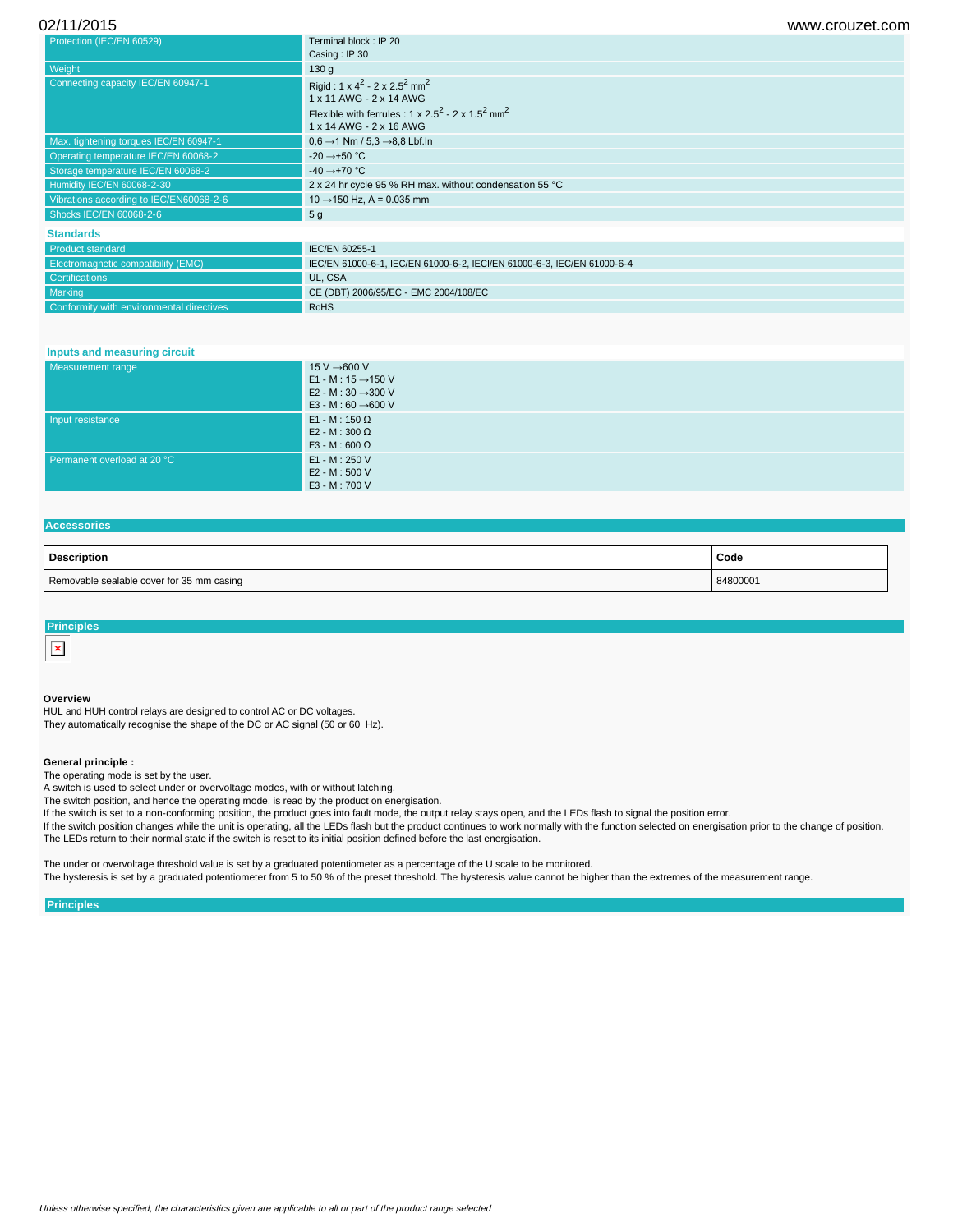| | |
|---|---|
| Protection (IEC/EN 60529) | Terminal block : IP 20<br>Casing : IP 30 |
| Weight | 130 g |
| Connecting capacity IEC/EN 60947-1 | Rigid : 1 x $4^2$ - 2 x $2.5^2$ $mm^2$<br>1 x 11 AWG - 2 x 14 AWG<br>Flexible with ferrules : 1 x $2.5^2$ - 2 x $1.5^2$ $mm^2$<br>1 x 14 AWG - 2 x 16 AWG |
| Max. tightening torques IEC/EN 60947-1 | 0,6 →1 Nm / 5,3 →8,8 Lbf.In |
| Operating temperature IEC/EN 60068-2 | -20 →+50 °C |
| Storage temperature IEC/EN 60068-2 | -40 →+70 °C |
| Humidity IEC/EN 60068-2-30 | 2 x 24 hr cycle 95 % RH max. without condensation 55 °C |
| Vibrations according to IEC/EN60068-2-6 | 10 →150 Hz, A = 0.035 mm |
| Shocks IEC/EN 60068-2-6 | 5 g |

## Standards

| | |
|---|---|
| Product standard | IEC/EN 60255-1 |
| Electromagnetic compatibility (EMC) | IEC/EN 61000-6-1, IEC/EN 61000-6-2, IECI/EN 61000-6-3, IEC/EN 61000-6-4 |
| Certifications | UL, CSA |
| Marking | CE (DBT) 2006/95/EC - EMC 2004/108/EC |
| Conformity with environmental directives | RoHS |

## Inputs and measuring circuit

| | |
|---|---|
| Measurement range | 15 V →600 V<br>E1 - M : 15 →150 V<br>E2 - M : 30 →300 V<br>E3 - M : 60 →600 V |
| Input resistance | E1 - M : 150 Ω<br>E2 - M : 300 Ω<br>E3 - M : 600 Ω |
| Permanent overload at 20 °C | E1 - M : 250 V<br>E2 - M : 500 V<br>E3 - M : 700 V |

## Accessories

| Description | Code |
|---|---|
| Removable sealable cover for 35 mm casing | 84800001 |

## Principles

**Overview**

HUL and HUH control relays are designed to control AC or DC voltages.
They automatically recognise the shape of the DC or AC signal (50 or 60 Hz).

**General principle :**

The operating mode is set by the user.
A switch is used to select under or overvoltage modes, with or without latching.
The switch position, and hence the operating mode, is read by the product on energisation.
If the switch is set to a non-conforming position, the product goes into fault mode, the output relay stays open, and the LEDs flash to signal the position error.
If the switch position changes while the unit is operating, all the LEDs flash but the product continues to work normally with the function selected on energisation prior to the change of position.
The LEDs return to their normal state if the switch is reset to its initial position defined before the last energisation.

The under or overvoltage threshold value is set by a graduated potentiometer as a percentage of the U scale to be monitored.
The hysteresis is set by a graduated potentiometer from 5 to 50 % of the preset threshold. The hysteresis value cannot be higher than the extremes of the measurement range.

## Principles

*Unless otherwise specified, the characteristics given are applicable to all or part of the product range selected*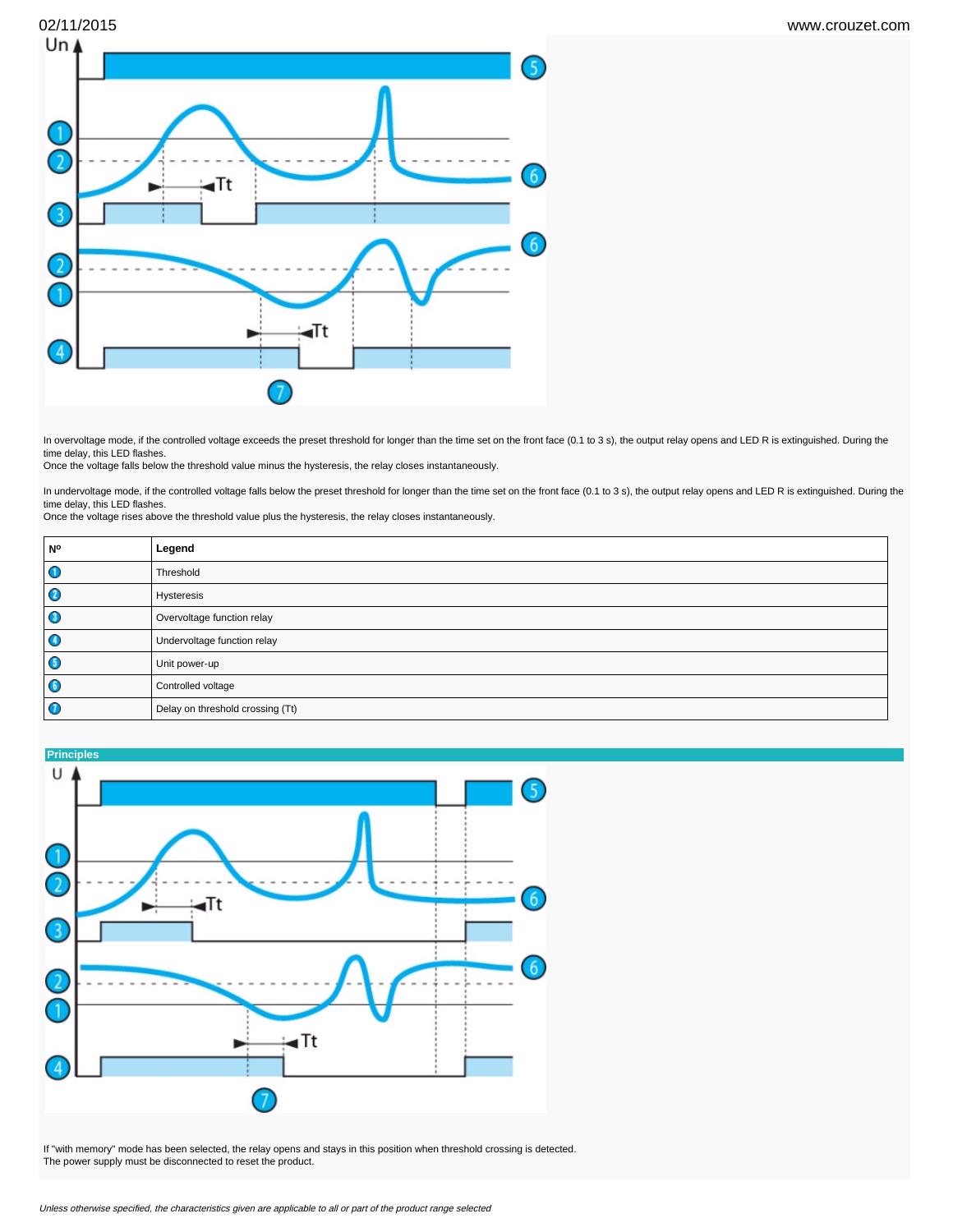In overvoltage mode, if the controlled voltage exceeds the preset threshold for longer than the time set on the front face (0.1 to 3 s), the output relay opens and LED R is extinguished. During the time delay, this LED flashes.
Once the voltage falls below the threshold value minus the hysteresis, the relay closes instantaneously.

In undervoltage mode, if the controlled voltage falls below the preset threshold for longer than the time set on the front face (0.1 to 3 s), the output relay opens and LED R is extinguished. During the time delay, this LED flashes.
Once the voltage rises above the threshold value plus the hysteresis, the relay closes instantaneously.

| Nº | Legend |
|---|---|
| 1 | Threshold |
| 2 | Hysteresis |
| 3 | Overvoltage function relay |
| 4 | Undervoltage function relay |
| 5 | Unit power-up |
| 6 | Controlled voltage |
| 7 | Delay on threshold crossing (Tt) |

## Principles

If "with memory" mode has been selected, the relay opens and stays in this position when threshold crossing is detected.
The power supply must be disconnected to reset the product.

*Unless otherwise specified, the characteristics given are applicable to all or part of the product range selected*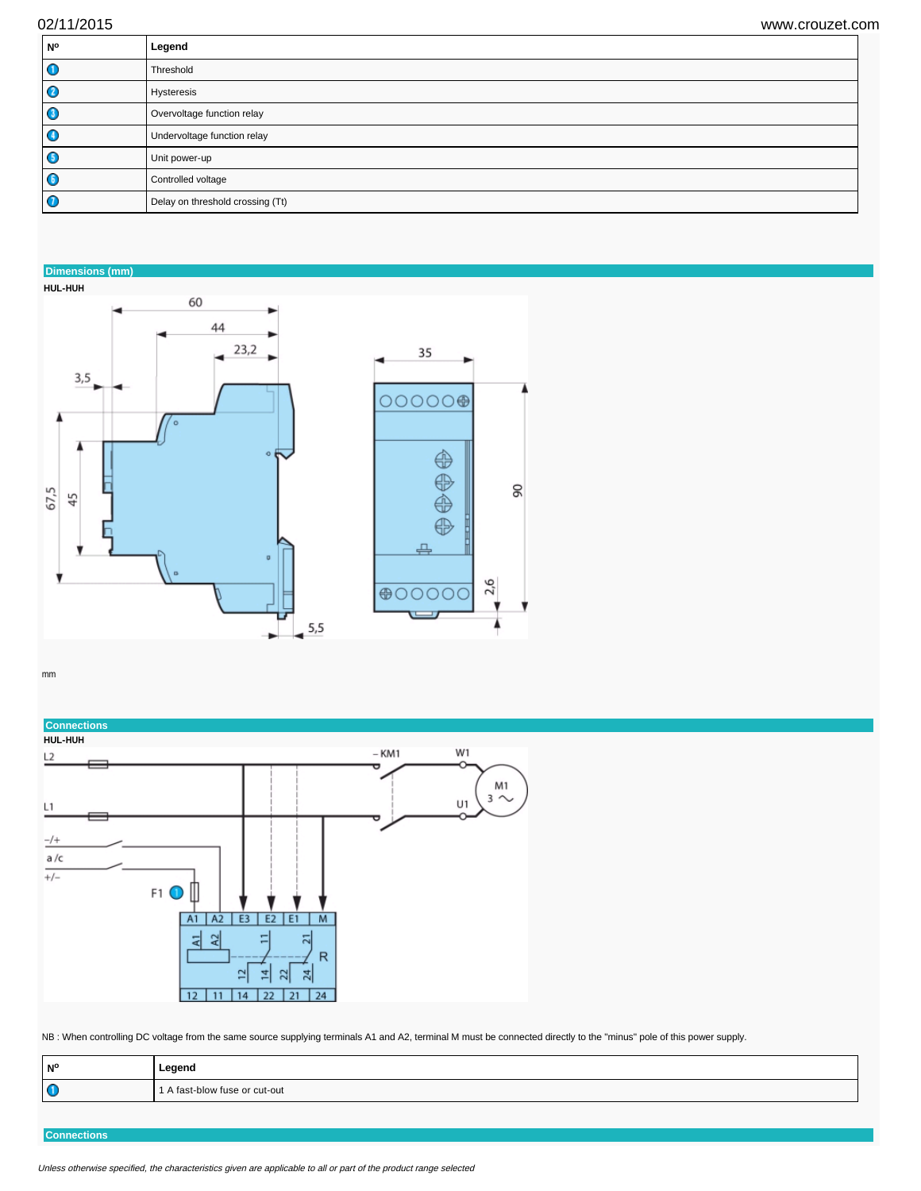| Nº | Legend |
| --- | --- |
| 1 | Threshold |
| 2 | Hysteresis |
| 3 | Overvoltage function relay |
| 4 | Undervoltage function relay |
| 5 | Unit power-up |
| 6 | Controlled voltage |
| 7 | Delay on threshold crossing (Tt) |

## Dimensions (mm)

**HUL-HUH**

mm

## Connections

**HUL-HUH**

NB : When controlling DC voltage from the same source supplying terminals A1 and A2, terminal M must be connected directly to the "minus" pole of this power supply.

| Nº | Legend |
| --- | --- |
| 1 | 1 A fast-blow fuse or cut-out |

## Connections

*Unless otherwise specified, the characteristics given are applicable to all or part of the product range selected*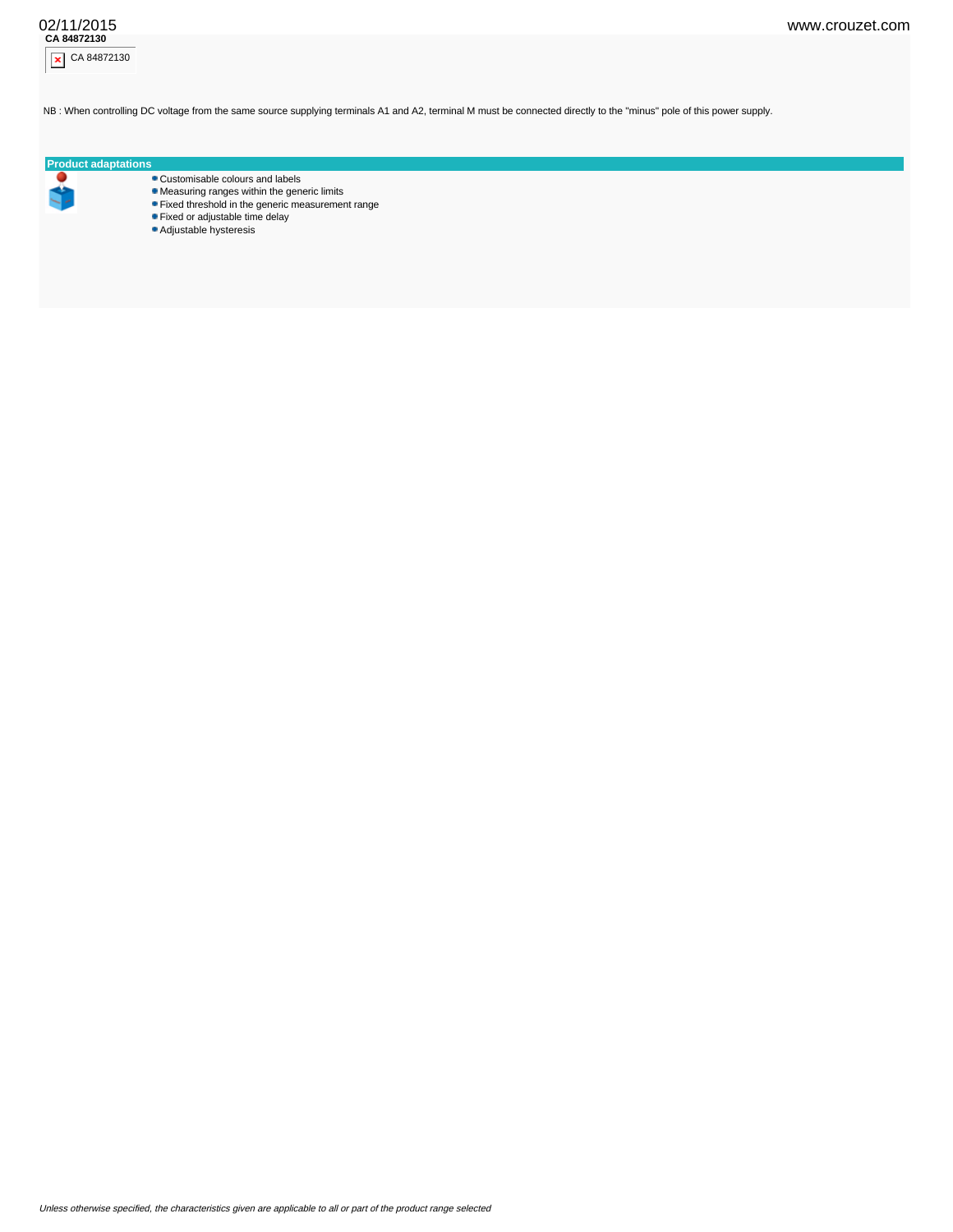**CA 84872130**

CA 84872130

NB : When controlling DC voltage from the same source supplying terminals A1 and A2, terminal M must be connected directly to the "minus" pole of this power supply.

## Product adaptations

- Customisable colours and labels
- Measuring ranges within the generic limits
- Fixed threshold in the generic measurement range
- Fixed or adjustable time delay
- Adjustable hysteresis

*Unless otherwise specified, the characteristics given are applicable to all or part of the product range selected*